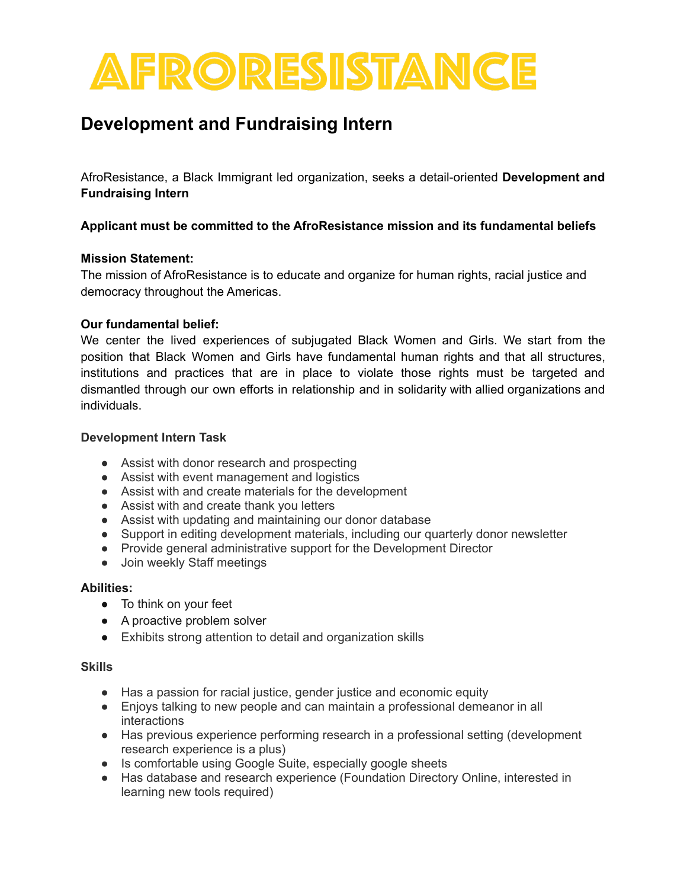# AFRORESISTANCE

## Development and Fundraising Intern

AfroResistance, a Black Immigrant led organization, seeks a detail-oriented **Development and Fundraising Intern**

**Applicant must be committed to the AfroResistance mission and its fundamental beliefs**

**Mission Statement:**
The mission of AfroResistance is to educate and organize for human rights, racial justice and democracy throughout the Americas.

**Our fundamental belief:**
We center the lived experiences of subjugated Black Women and Girls. We start from the position that Black Women and Girls have fundamental human rights and that all structures, institutions and practices that are in place to violate those rights must be targeted and dismantled through our own efforts in relationship and in solidarity with allied organizations and individuals.

**Development Intern Task**

- Assist with donor research and prospecting
- Assist with event management and logistics
- Assist with and create materials for the development
- Assist with and create thank you letters
- Assist with updating and maintaining our donor database
- Support in editing development materials, including our quarterly donor newsletter
- Provide general administrative support for the Development Director
- Join weekly Staff meetings

**Abilities:**

- To think on your feet
- A proactive problem solver
- Exhibits strong attention to detail and organization skills

**Skills**

- Has a passion for racial justice, gender justice and economic equity
- Enjoys talking to new people and can maintain a professional demeanor in all interactions
- Has previous experience performing research in a professional setting (development research experience is a plus)
- Is comfortable using Google Suite, especially google sheets
- Has database and research experience (Foundation Directory Online, interested in learning new tools required)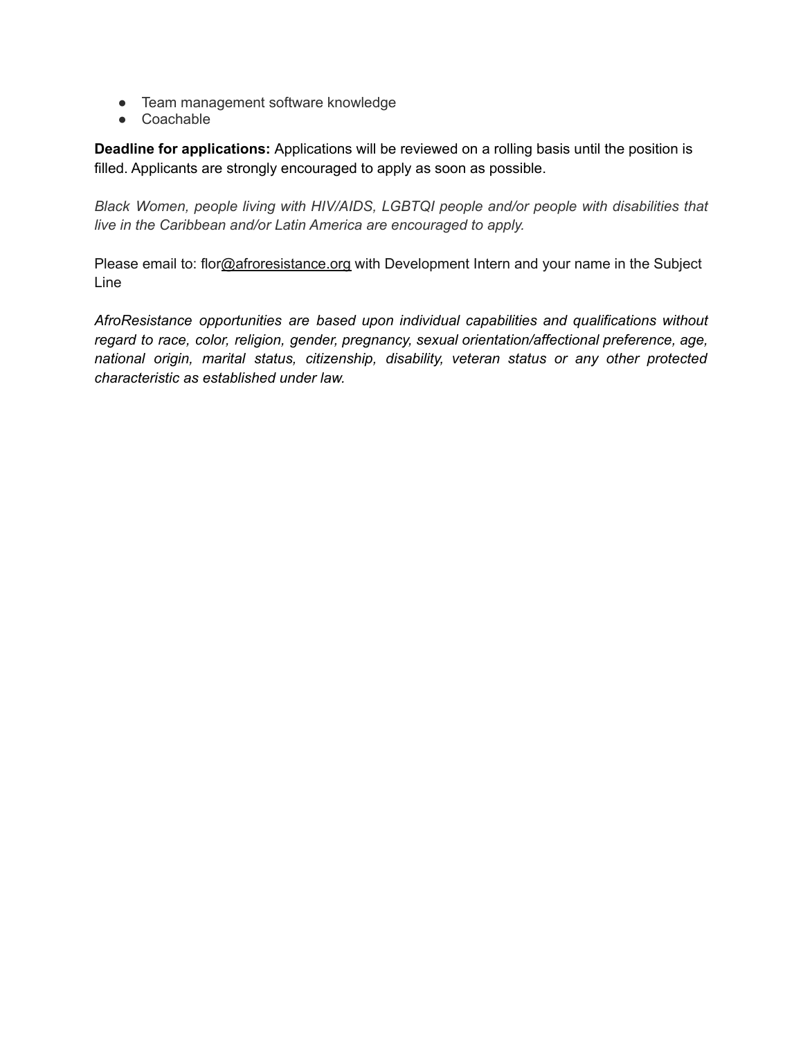- Team management software knowledge
- Coachable

**Deadline for applications:** Applications will be reviewed on a rolling basis until the position is filled. Applicants are strongly encouraged to apply as soon as possible.

*Black Women, people living with HIV/AIDS, LGBTQI people and/or people with disabilities that live in the Caribbean and/or Latin America are encouraged to apply.*

Please email to: flor@afroresistance.org with Development Intern and your name in the Subject Line

*AfroResistance opportunities are based upon individual capabilities and qualifications without regard to race, color, religion, gender, pregnancy, sexual orientation/affectional preference, age, national origin, marital status, citizenship, disability, veteran status or any other protected characteristic as established under law.*